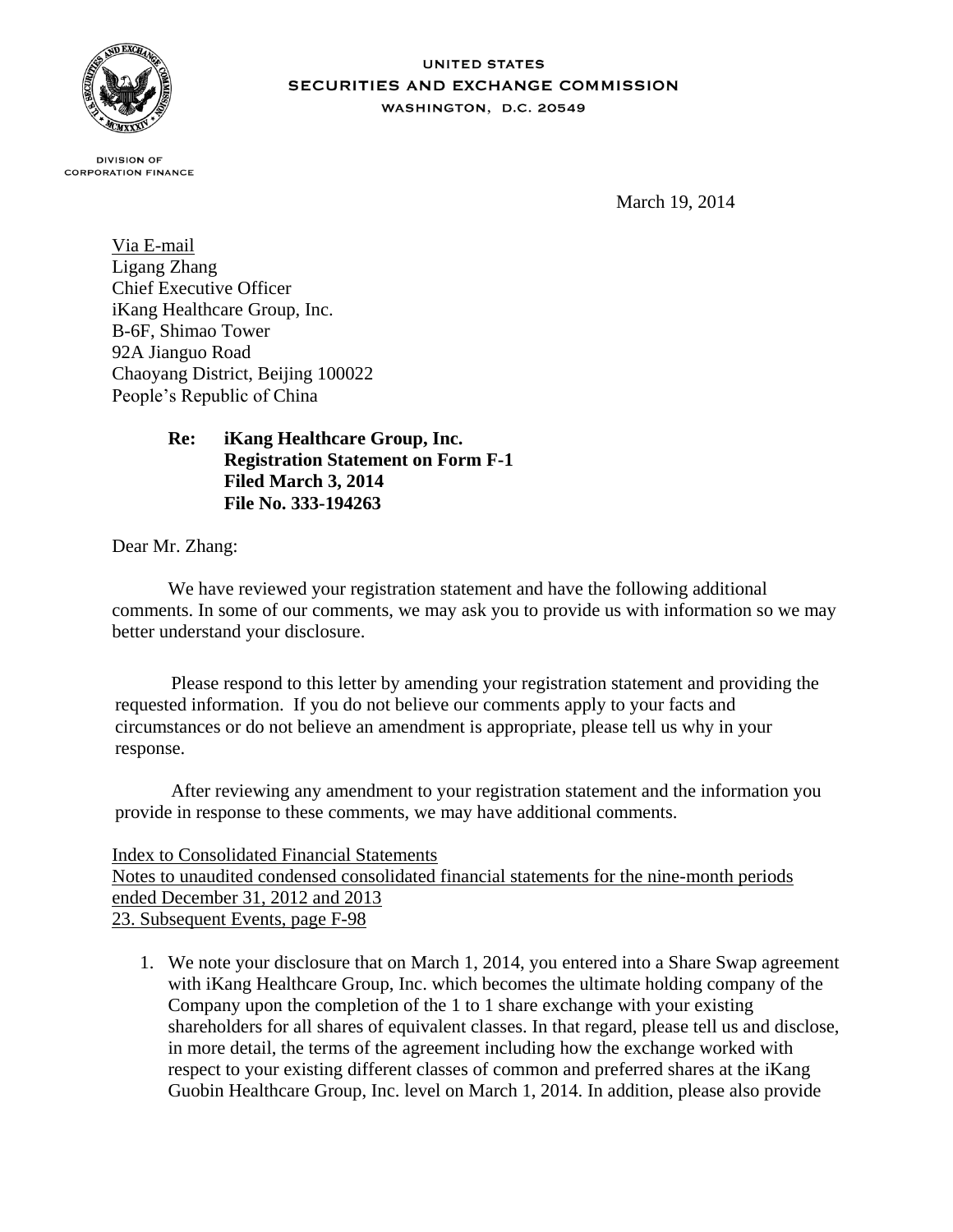UNITED STATES
SECURITIES AND EXCHANGE COMMISSION
WASHINGTON, D.C. 20549

DIVISION OF
CORPORATION FINANCE

March 19, 2014

Via E-mail
Ligang Zhang
Chief Executive Officer
iKang Healthcare Group, Inc.
B-6F, Shimao Tower
92A Jianguo Road
Chaoyang District, Beijing 100022
People's Republic of China

**Re: iKang Healthcare Group, Inc.**
**Registration Statement on Form F-1**
**Filed March 3, 2014**
**File No. 333-194263**

Dear Mr. Zhang:

We have reviewed your registration statement and have the following additional comments. In some of our comments, we may ask you to provide us with information so we may better understand your disclosure.

Please respond to this letter by amending your registration statement and providing the requested information. If you do not believe our comments apply to your facts and circumstances or do not believe an amendment is appropriate, please tell us why in your response.

After reviewing any amendment to your registration statement and the information you provide in response to these comments, we may have additional comments.

Index to Consolidated Financial Statements
Notes to unaudited condensed consolidated financial statements for the nine-month periods ended December 31, 2012 and 2013
23. Subsequent Events, page F-98

1. We note your disclosure that on March 1, 2014, you entered into a Share Swap agreement with iKang Healthcare Group, Inc. which becomes the ultimate holding company of the Company upon the completion of the 1 to 1 share exchange with your existing shareholders for all shares of equivalent classes. In that regard, please tell us and disclose, in more detail, the terms of the agreement including how the exchange worked with respect to your existing different classes of common and preferred shares at the iKang Guobin Healthcare Group, Inc. level on March 1, 2014. In addition, please also provide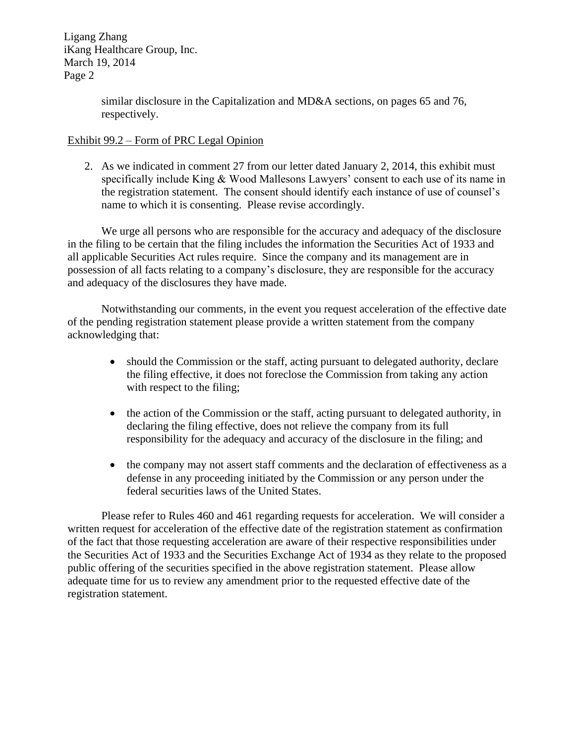similar disclosure in the Capitalization and MD&A sections, on pages 65 and 76, respectively.

Exhibit 99.2 – Form of PRC Legal Opinion

2. As we indicated in comment 27 from our letter dated January 2, 2014, this exhibit must specifically include King & Wood Mallesons Lawyers' consent to each use of its name in the registration statement. The consent should identify each instance of use of counsel's name to which it is consenting. Please revise accordingly.

We urge all persons who are responsible for the accuracy and adequacy of the disclosure in the filing to be certain that the filing includes the information the Securities Act of 1933 and all applicable Securities Act rules require. Since the company and its management are in possession of all facts relating to a company's disclosure, they are responsible for the accuracy and adequacy of the disclosures they have made.

Notwithstanding our comments, in the event you request acceleration of the effective date of the pending registration statement please provide a written statement from the company acknowledging that:

- should the Commission or the staff, acting pursuant to delegated authority, declare the filing effective, it does not foreclose the Commission from taking any action with respect to the filing;
- the action of the Commission or the staff, acting pursuant to delegated authority, in declaring the filing effective, does not relieve the company from its full responsibility for the adequacy and accuracy of the disclosure in the filing; and
- the company may not assert staff comments and the declaration of effectiveness as a defense in any proceeding initiated by the Commission or any person under the federal securities laws of the United States.

Please refer to Rules 460 and 461 regarding requests for acceleration. We will consider a written request for acceleration of the effective date of the registration statement as confirmation of the fact that those requesting acceleration are aware of their respective responsibilities under the Securities Act of 1933 and the Securities Exchange Act of 1934 as they relate to the proposed public offering of the securities specified in the above registration statement. Please allow adequate time for us to review any amendment prior to the requested effective date of the registration statement.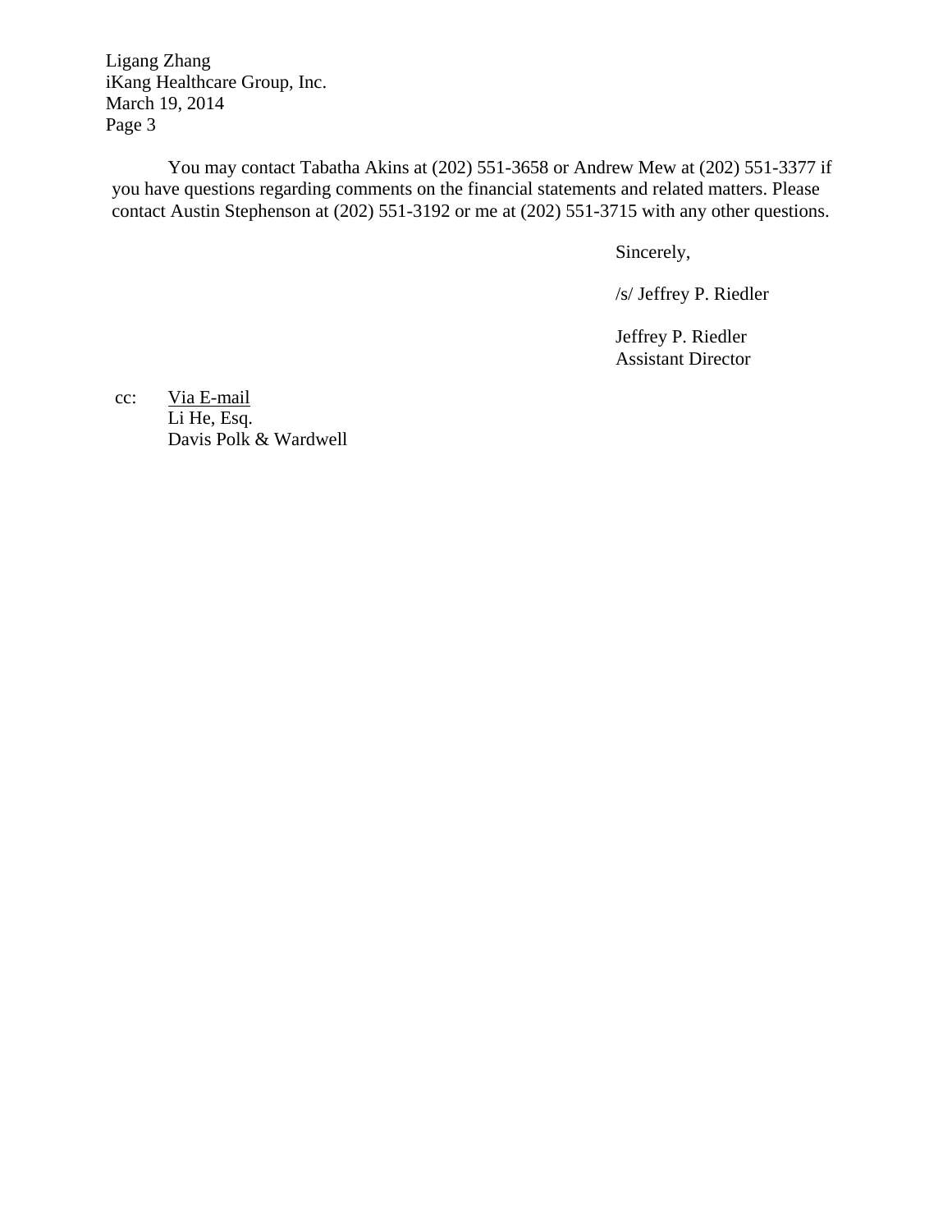You may contact Tabatha Akins at (202) 551-3658 or Andrew Mew at (202) 551-3377 if you have questions regarding comments on the financial statements and related matters. Please contact Austin Stephenson at (202) 551-3192 or me at (202) 551-3715 with any other questions.

Sincerely,

/s/ Jeffrey P. Riedler

Jeffrey P. Riedler
Assistant Director

cc: Via E-mail
Li He, Esq.
Davis Polk & Wardwell